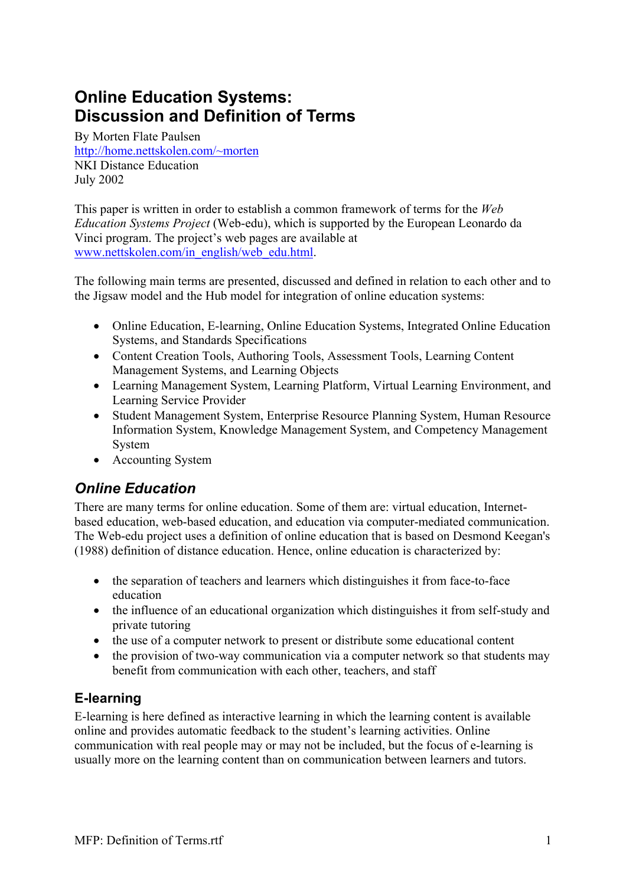# Online Education Systems: Discussion and Definition of Terms

By Morten Flate Paulsen
http://home.nettskolen.com/~morten
NKI Distance Education
July 2002

This paper is written in order to establish a common framework of terms for the *Web Education Systems Project* (Web-edu), which is supported by the European Leonardo da Vinci program. The project's web pages are available at www.nettskolen.com/in_english/web_edu.html.

The following main terms are presented, discussed and defined in relation to each other and to the Jigsaw model and the Hub model for integration of online education systems:

- Online Education, E-learning, Online Education Systems, Integrated Online Education Systems, and Standards Specifications
- Content Creation Tools, Authoring Tools, Assessment Tools, Learning Content Management Systems, and Learning Objects
- Learning Management System, Learning Platform, Virtual Learning Environment, and Learning Service Provider
- Student Management System, Enterprise Resource Planning System, Human Resource Information System, Knowledge Management System, and Competency Management System
- Accounting System

## *Online Education*

There are many terms for online education. Some of them are: virtual education, Internet-based education, web-based education, and education via computer-mediated communication. The Web-edu project uses a definition of online education that is based on Desmond Keegan's (1988) definition of distance education. Hence, online education is characterized by:

- the separation of teachers and learners which distinguishes it from face-to-face education
- the influence of an educational organization which distinguishes it from self-study and private tutoring
- the use of a computer network to present or distribute some educational content
- the provision of two-way communication via a computer network so that students may benefit from communication with each other, teachers, and staff

### E-learning

E-learning is here defined as interactive learning in which the learning content is available online and provides automatic feedback to the student's learning activities. Online communication with real people may or may not be included, but the focus of e-learning is usually more on the learning content than on communication between learners and tutors.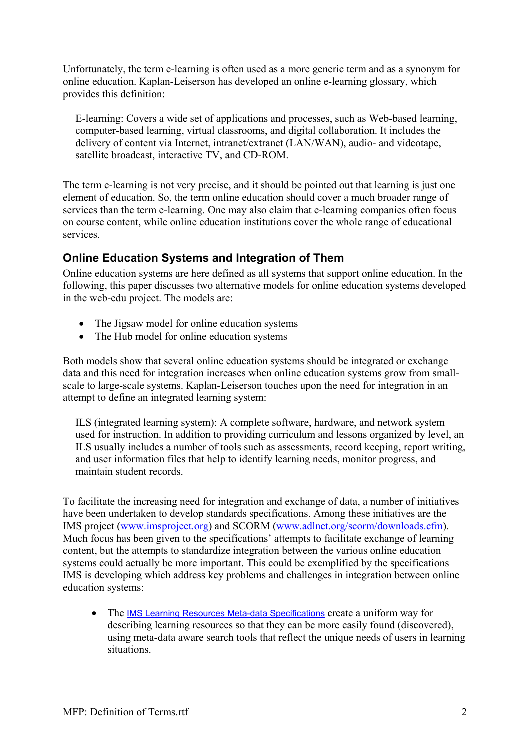Unfortunately, the term e-learning is often used as a more generic term and as a synonym for online education. Kaplan-Leiserson has developed an online e-learning glossary, which provides this definition:

> E-learning: Covers a wide set of applications and processes, such as Web-based learning, computer-based learning, virtual classrooms, and digital collaboration. It includes the delivery of content via Internet, intranet/extranet (LAN/WAN), audio- and videotape, satellite broadcast, interactive TV, and CD-ROM.

The term e-learning is not very precise, and it should be pointed out that learning is just one element of education. So, the term online education should cover a much broader range of services than the term e-learning. One may also claim that e-learning companies often focus on course content, while online education institutions cover the whole range of educational services.

## Online Education Systems and Integration of Them

Online education systems are here defined as all systems that support online education. In the following, this paper discusses two alternative models for online education systems developed in the web-edu project. The models are:

- The Jigsaw model for online education systems
- The Hub model for online education systems

Both models show that several online education systems should be integrated or exchange data and this need for integration increases when online education systems grow from small-scale to large-scale systems. Kaplan-Leiserson touches upon the need for integration in an attempt to define an integrated learning system:

> ILS (integrated learning system): A complete software, hardware, and network system used for instruction. In addition to providing curriculum and lessons organized by level, an ILS usually includes a number of tools such as assessments, record keeping, report writing, and user information files that help to identify learning needs, monitor progress, and maintain student records.

To facilitate the increasing need for integration and exchange of data, a number of initiatives have been undertaken to develop standards specifications. Among these initiatives are the IMS project (www.imsproject.org) and SCORM (www.adlnet.org/scorm/downloads.cfm). Much focus has been given to the specifications' attempts to facilitate exchange of learning content, but the attempts to standardize integration between the various online education systems could actually be more important. This could be exemplified by the specifications IMS is developing which address key problems and challenges in integration between online education systems:

- The IMS Learning Resources Meta-data Specifications create a uniform way for describing learning resources so that they can be more easily found (discovered), using meta-data aware search tools that reflect the unique needs of users in learning situations.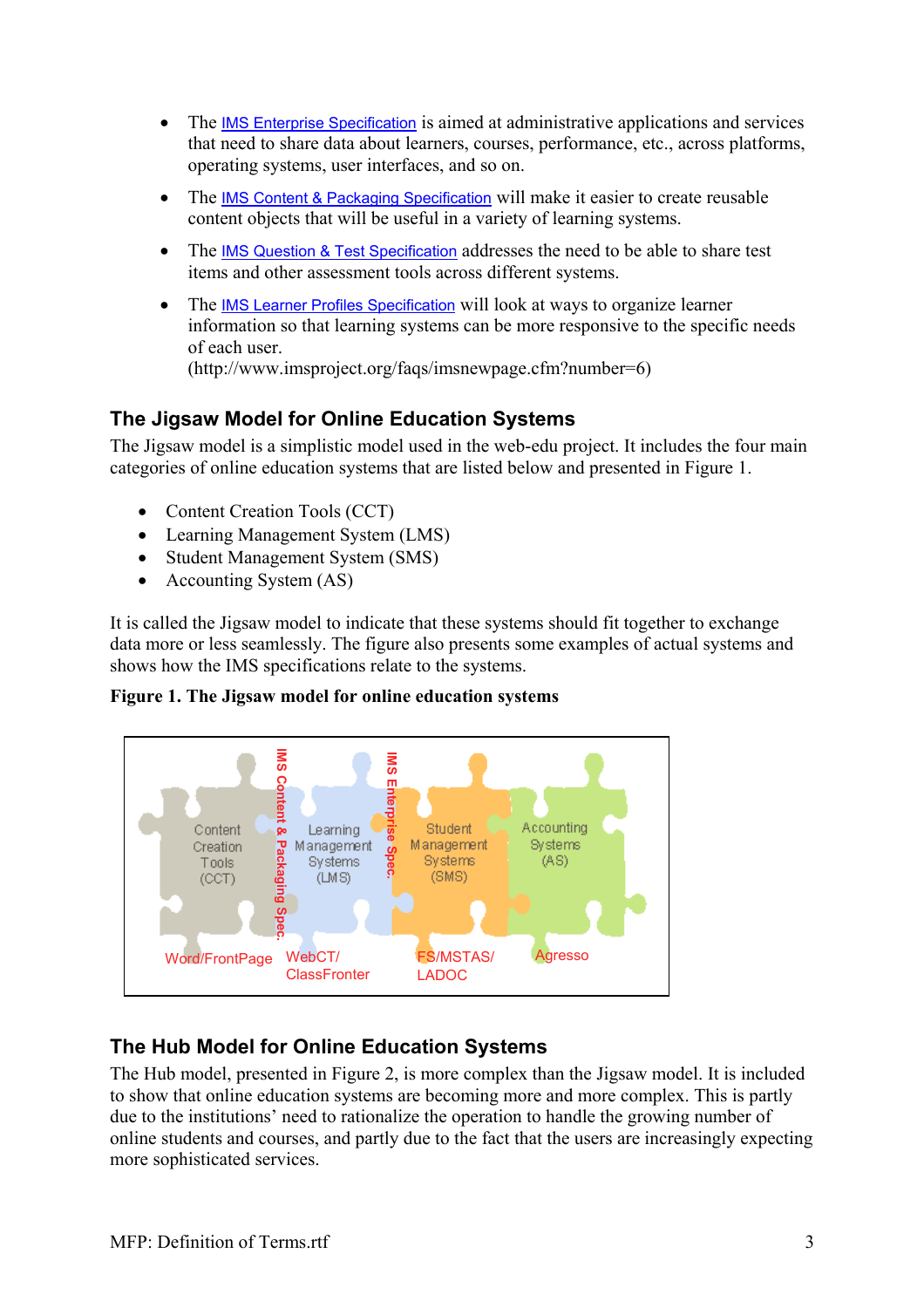- The IMS Enterprise Specification is aimed at administrative applications and services that need to share data about learners, courses, performance, etc., across platforms, operating systems, user interfaces, and so on.
- The IMS Content & Packaging Specification will make it easier to create reusable content objects that will be useful in a variety of learning systems.
- The IMS Question & Test Specification addresses the need to be able to share test items and other assessment tools across different systems.
- The IMS Learner Profiles Specification will look at ways to organize learner information so that learning systems can be more responsive to the specific needs of each user. (http://www.imsproject.org/faqs/imsnewpage.cfm?number=6)

## The Jigsaw Model for Online Education Systems

The Jigsaw model is a simplistic model used in the web-edu project. It includes the four main categories of online education systems that are listed below and presented in Figure 1.

- Content Creation Tools (CCT)
- Learning Management System (LMS)
- Student Management System (SMS)
- Accounting System (AS)

It is called the Jigsaw model to indicate that these systems should fit together to exchange data more or less seamlessly. The figure also presents some examples of actual systems and shows how the IMS specifications relate to the systems.

**Figure 1. The Jigsaw model for online education systems**

## The Hub Model for Online Education Systems

The Hub model, presented in Figure 2, is more complex than the Jigsaw model. It is included to show that online education systems are becoming more and more complex. This is partly due to the institutions' need to rationalize the operation to handle the growing number of online students and courses, and partly due to the fact that the users are increasingly expecting more sophisticated services.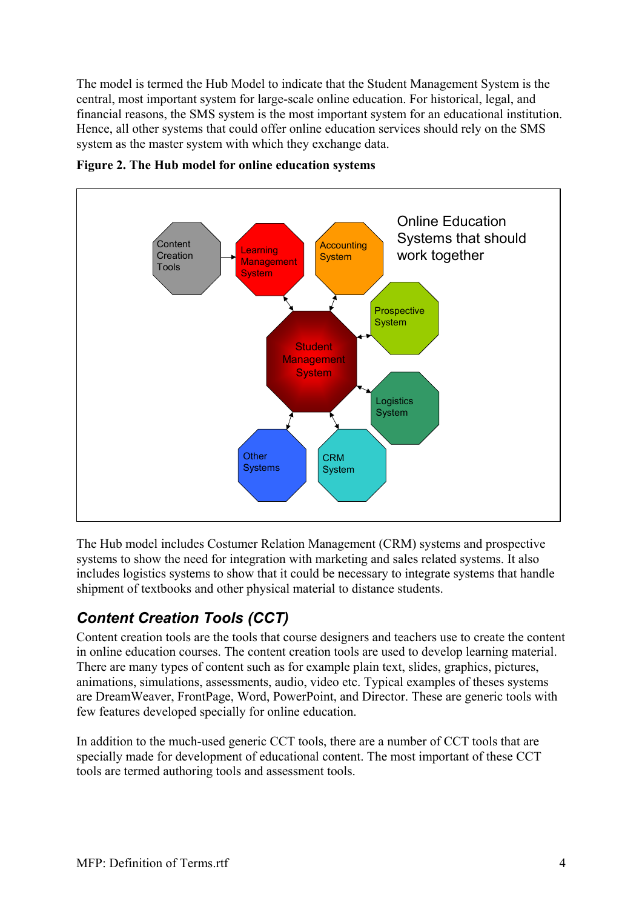The model is termed the Hub Model to indicate that the Student Management System is the central, most important system for large-scale online education. For historical, legal, and financial reasons, the SMS system is the most important system for an educational institution. Hence, all other systems that could offer online education services should rely on the SMS system as the master system with which they exchange data.

**Figure 2. The Hub model for online education systems**

Online Education Systems that should work together

Content Creation Tools

Learning Management System

Accounting System

Prospective System

Student Management System

Logistics System

Other Systems

CRM System

The Hub model includes Costumer Relation Management (CRM) systems and prospective systems to show the need for integration with marketing and sales related systems. It also includes logistics systems to show that it could be necessary to integrate systems that handle shipment of textbooks and other physical material to distance students.

## *Content Creation Tools (CCT)*

Content creation tools are the tools that course designers and teachers use to create the content in online education courses. The content creation tools are used to develop learning material. There are many types of content such as for example plain text, slides, graphics, pictures, animations, simulations, assessments, audio, video etc. Typical examples of theses systems are DreamWeaver, FrontPage, Word, PowerPoint, and Director. These are generic tools with few features developed specially for online education.

In addition to the much-used generic CCT tools, there are a number of CCT tools that are specially made for development of educational content. The most important of these CCT tools are termed authoring tools and assessment tools.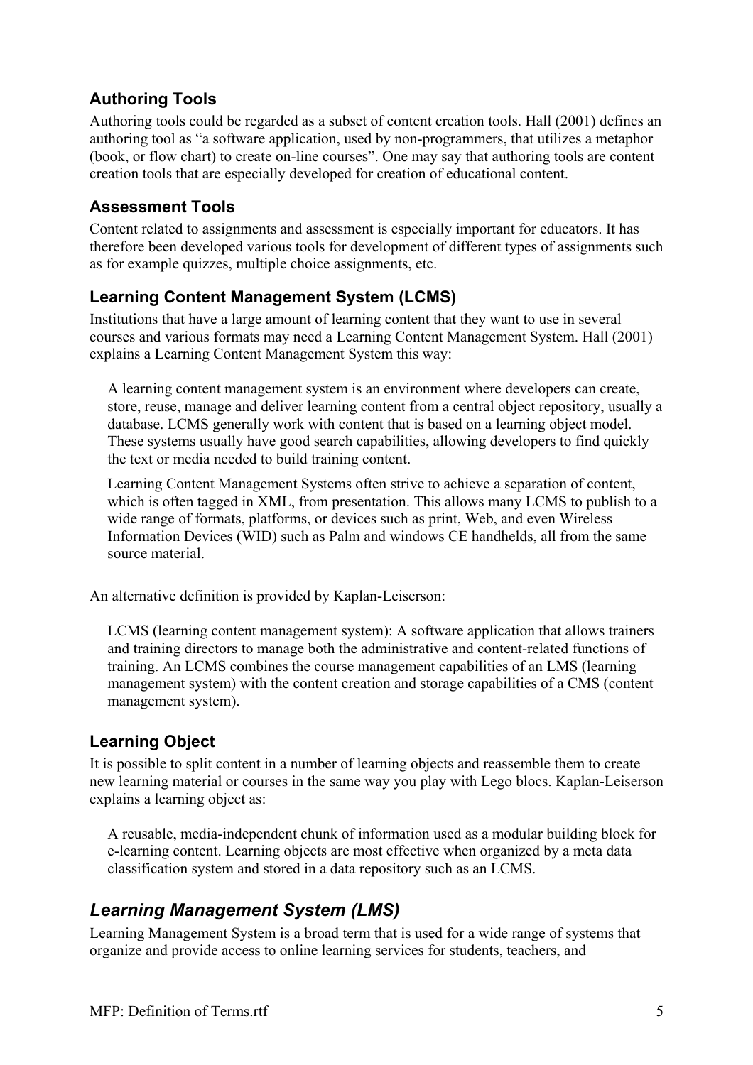### Authoring Tools

Authoring tools could be regarded as a subset of content creation tools. Hall (2001) defines an authoring tool as "a software application, used by non-programmers, that utilizes a metaphor (book, or flow chart) to create on-line courses". One may say that authoring tools are content creation tools that are especially developed for creation of educational content.

### Assessment Tools

Content related to assignments and assessment is especially important for educators. It has therefore been developed various tools for development of different types of assignments such as for example quizzes, multiple choice assignments, etc.

### Learning Content Management System (LCMS)

Institutions that have a large amount of learning content that they want to use in several courses and various formats may need a Learning Content Management System. Hall (2001) explains a Learning Content Management System this way:

> A learning content management system is an environment where developers can create, store, reuse, manage and deliver learning content from a central object repository, usually a database. LCMS generally work with content that is based on a learning object model. These systems usually have good search capabilities, allowing developers to find quickly the text or media needed to build training content.
>
> Learning Content Management Systems often strive to achieve a separation of content, which is often tagged in XML, from presentation. This allows many LCMS to publish to a wide range of formats, platforms, or devices such as print, Web, and even Wireless Information Devices (WID) such as Palm and windows CE handhelds, all from the same source material.

An alternative definition is provided by Kaplan-Leiserson:

> LCMS (learning content management system): A software application that allows trainers and training directors to manage both the administrative and content-related functions of training. An LCMS combines the course management capabilities of an LMS (learning management system) with the content creation and storage capabilities of a CMS (content management system).

### Learning Object

It is possible to split content in a number of learning objects and reassemble them to create new learning material or courses in the same way you play with Lego blocs. Kaplan-Leiserson explains a learning object as:

> A reusable, media-independent chunk of information used as a modular building block for e-learning content. Learning objects are most effective when organized by a meta data classification system and stored in a data repository such as an LCMS.

## *Learning Management System (LMS)*

Learning Management System is a broad term that is used for a wide range of systems that organize and provide access to online learning services for students, teachers, and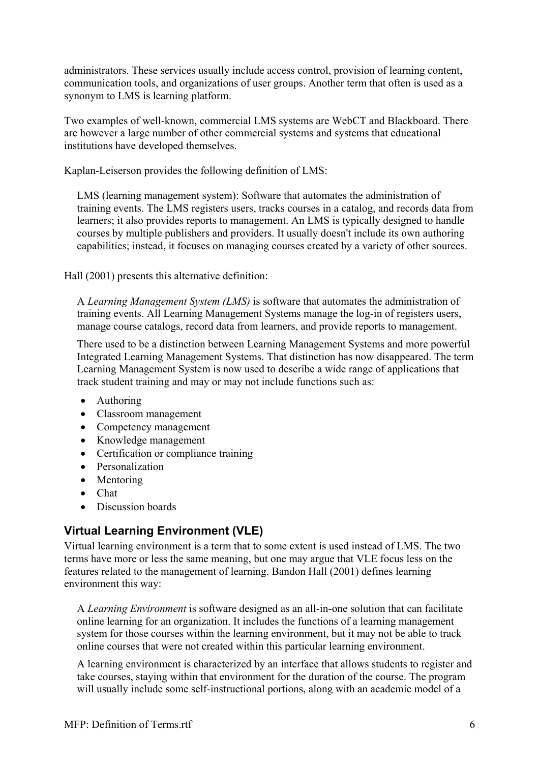administrators. These services usually include access control, provision of learning content, communication tools, and organizations of user groups. Another term that often is used as a synonym to LMS is learning platform.

Two examples of well-known, commercial LMS systems are WebCT and Blackboard. There are however a large number of other commercial systems and systems that educational institutions have developed themselves.

Kaplan-Leiserson provides the following definition of LMS:

> LMS (learning management system): Software that automates the administration of training events. The LMS registers users, tracks courses in a catalog, and records data from learners; it also provides reports to management. An LMS is typically designed to handle courses by multiple publishers and providers. It usually doesn't include its own authoring capabilities; instead, it focuses on managing courses created by a variety of other sources.

Hall (2001) presents this alternative definition:

> A *Learning Management System (LMS)* is software that automates the administration of training events. All Learning Management Systems manage the log-in of registers users, manage course catalogs, record data from learners, and provide reports to management.
>
> There used to be a distinction between Learning Management Systems and more powerful Integrated Learning Management Systems. That distinction has now disappeared. The term Learning Management System is now used to describe a wide range of applications that track student training and may or may not include functions such as:
>
> - Authoring
> - Classroom management
> - Competency management
> - Knowledge management
> - Certification or compliance training
> - Personalization
> - Mentoring
> - Chat
> - Discussion boards

## Virtual Learning Environment (VLE)

Virtual learning environment is a term that to some extent is used instead of LMS. The two terms have more or less the same meaning, but one may argue that VLE focus less on the features related to the management of learning. Bandon Hall (2001) defines learning environment this way:

> A *Learning Environment* is software designed as an all-in-one solution that can facilitate online learning for an organization. It includes the functions of a learning management system for those courses within the learning environment, but it may not be able to track online courses that were not created within this particular learning environment.
>
> A learning environment is characterized by an interface that allows students to register and take courses, staying within that environment for the duration of the course. The program will usually include some self-instructional portions, along with an academic model of a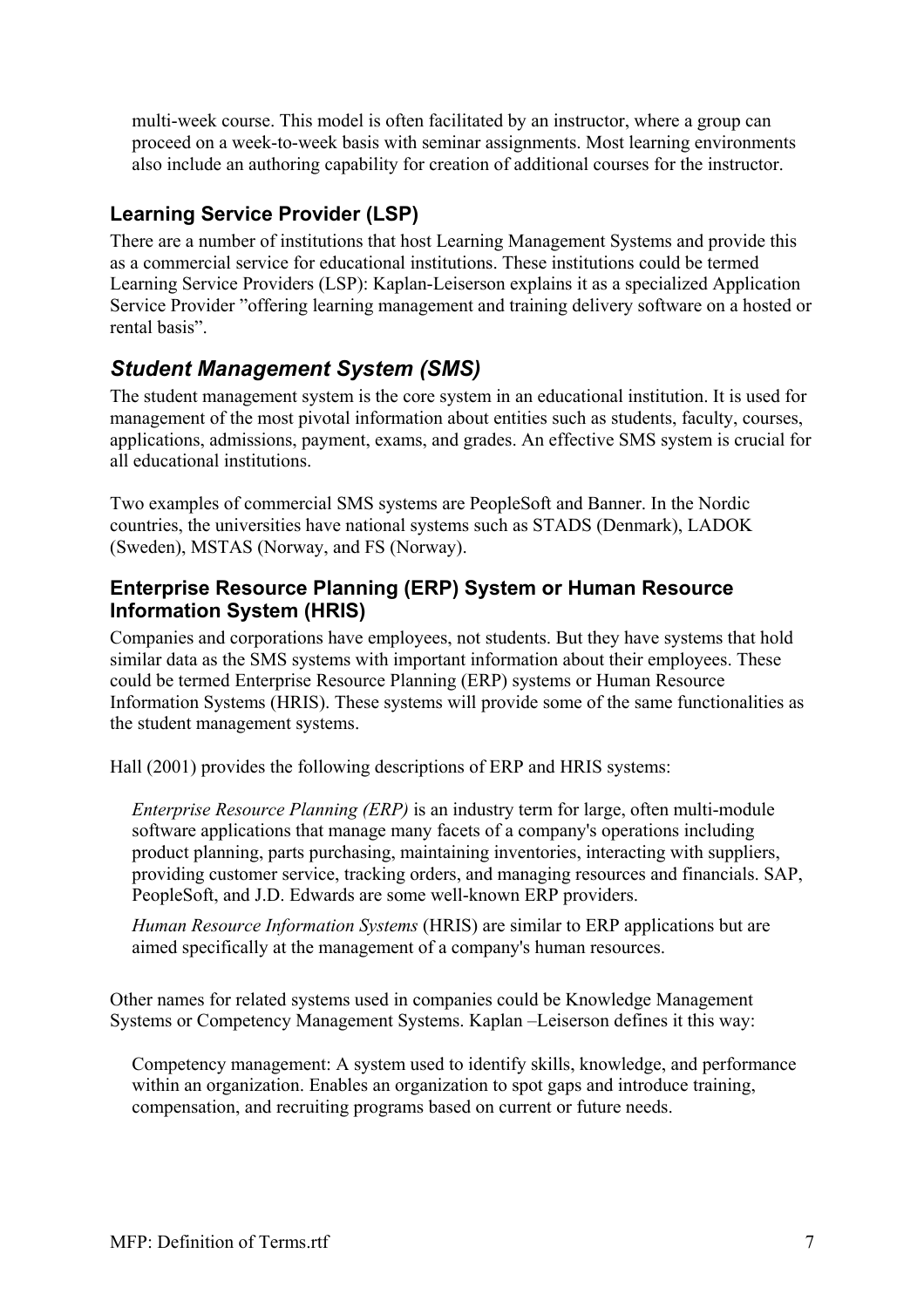multi-week course. This model is often facilitated by an instructor, where a group can proceed on a week-to-week basis with seminar assignments. Most learning environments also include an authoring capability for creation of additional courses for the instructor.

### Learning Service Provider (LSP)

There are a number of institutions that host Learning Management Systems and provide this as a commercial service for educational institutions. These institutions could be termed Learning Service Providers (LSP): Kaplan-Leiserson explains it as a specialized Application Service Provider "offering learning management and training delivery software on a hosted or rental basis".

## *Student Management System (SMS)*

The student management system is the core system in an educational institution. It is used for management of the most pivotal information about entities such as students, faculty, courses, applications, admissions, payment, exams, and grades. An effective SMS system is crucial for all educational institutions.

Two examples of commercial SMS systems are PeopleSoft and Banner. In the Nordic countries, the universities have national systems such as STADS (Denmark), LADOK (Sweden), MSTAS (Norway, and FS (Norway).

### Enterprise Resource Planning (ERP) System or Human Resource Information System (HRIS)

Companies and corporations have employees, not students. But they have systems that hold similar data as the SMS systems with important information about their employees. These could be termed Enterprise Resource Planning (ERP) systems or Human Resource Information Systems (HRIS). These systems will provide some of the same functionalities as the student management systems.

Hall (2001) provides the following descriptions of ERP and HRIS systems:

> *Enterprise Resource Planning (ERP)* is an industry term for large, often multi-module software applications that manage many facets of a company's operations including product planning, parts purchasing, maintaining inventories, interacting with suppliers, providing customer service, tracking orders, and managing resources and financials. SAP, PeopleSoft, and J.D. Edwards are some well-known ERP providers.
>
> *Human Resource Information Systems* (HRIS) are similar to ERP applications but are aimed specifically at the management of a company's human resources.

Other names for related systems used in companies could be Knowledge Management Systems or Competency Management Systems. Kaplan –Leiserson defines it this way:

> Competency management: A system used to identify skills, knowledge, and performance within an organization. Enables an organization to spot gaps and introduce training, compensation, and recruiting programs based on current or future needs.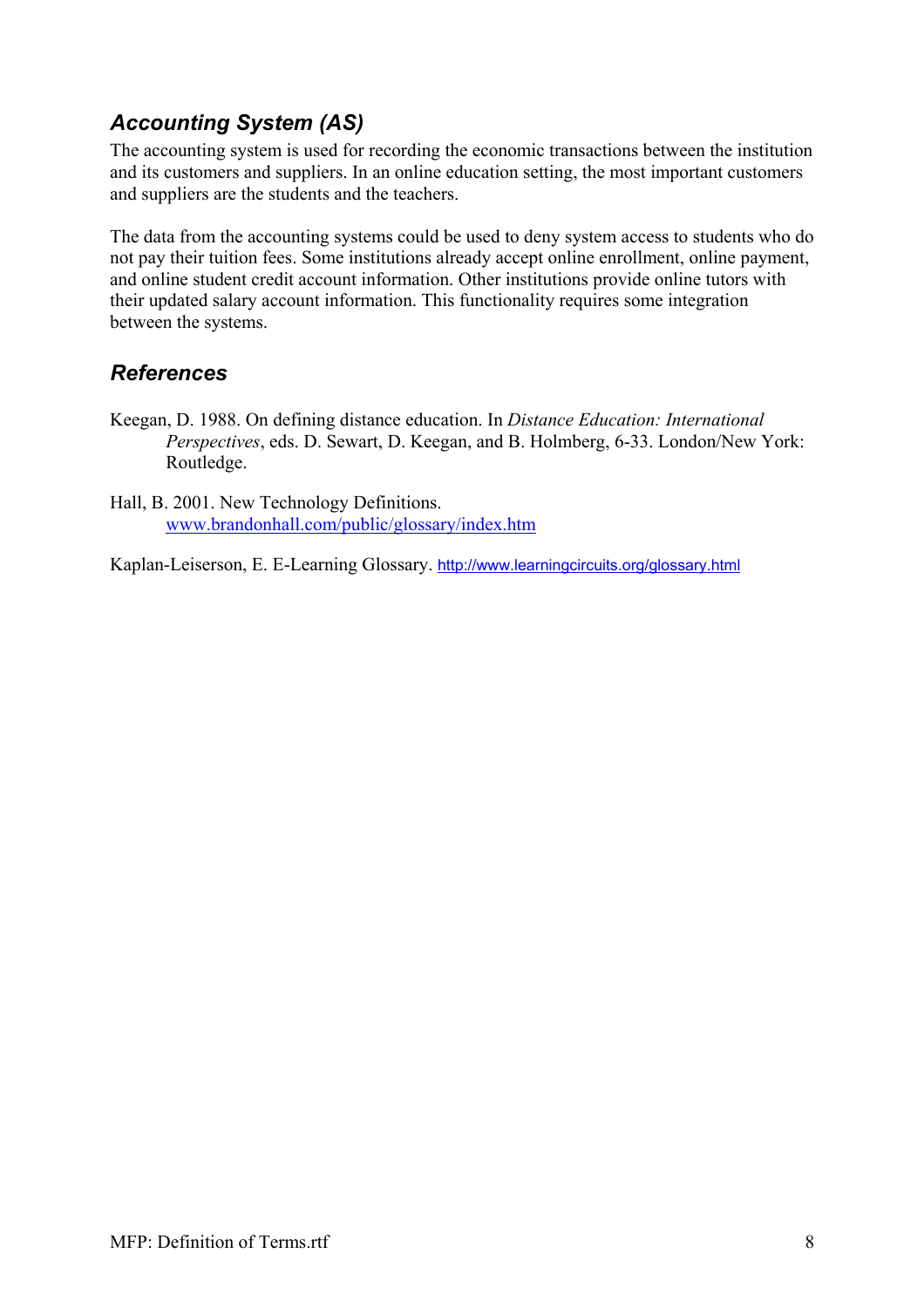### *Accounting System (AS)*

The accounting system is used for recording the economic transactions between the institution and its customers and suppliers. In an online education setting, the most important customers and suppliers are the students and the teachers.

The data from the accounting systems could be used to deny system access to students who do not pay their tuition fees. Some institutions already accept online enrollment, online payment, and online student credit account information. Other institutions provide online tutors with their updated salary account information. This functionality requires some integration between the systems.

### *References*

Keegan, D. 1988. On defining distance education. In *Distance Education: International Perspectives*, eds. D. Sewart, D. Keegan, and B. Holmberg, 6-33. London/New York: Routledge.

Hall, B. 2001. New Technology Definitions. www.brandonhall.com/public/glossary/index.htm

Kaplan-Leiserson, E. E-Learning Glossary. http://www.learningcircuits.org/glossary.html